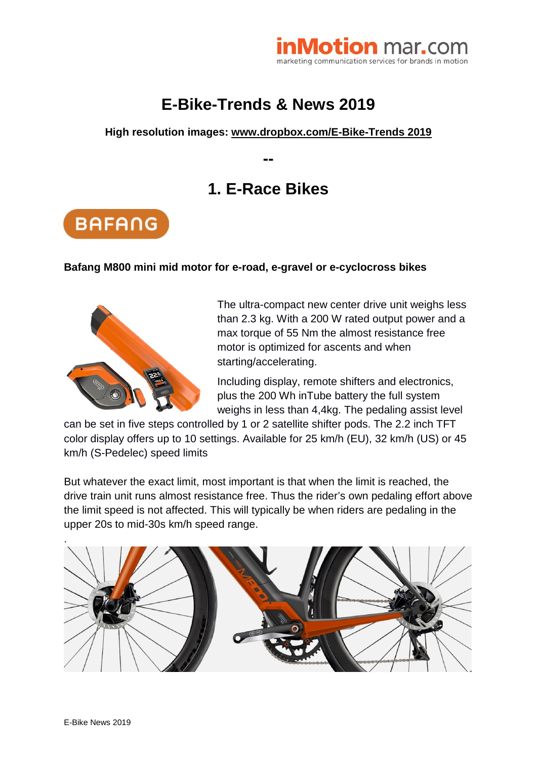# E-Bike-Trends & News 2019

**High resolution images: www.dropbox.com/E-Bike-Trends 2019**

--

## 1. E-Race Bikes

BAFANG

**Bafang M800 mini mid motor for e-road, e-gravel or e-cyclocross bikes**

The ultra-compact new center drive unit weighs less than 2.3 kg. With a 200 W rated output power and a max torque of 55 Nm the almost resistance free motor is optimized for ascents and when starting/accelerating.

Including display, remote shifters and electronics, plus the 200 Wh inTube battery the full system weighs in less than 4,4kg. The pedaling assist level can be set in five steps controlled by 1 or 2 satellite shifter pods. The 2.2 inch TFT color display offers up to 10 settings. Available for 25 km/h (EU), 32 km/h (US) or 45 km/h (S-Pedelec) speed limits

But whatever the exact limit, most important is that when the limit is reached, the drive train unit runs almost resistance free. Thus the rider's own pedaling effort above the limit speed is not affected. This will typically be when riders are pedaling in the upper 20s to mid-30s km/h speed range.

.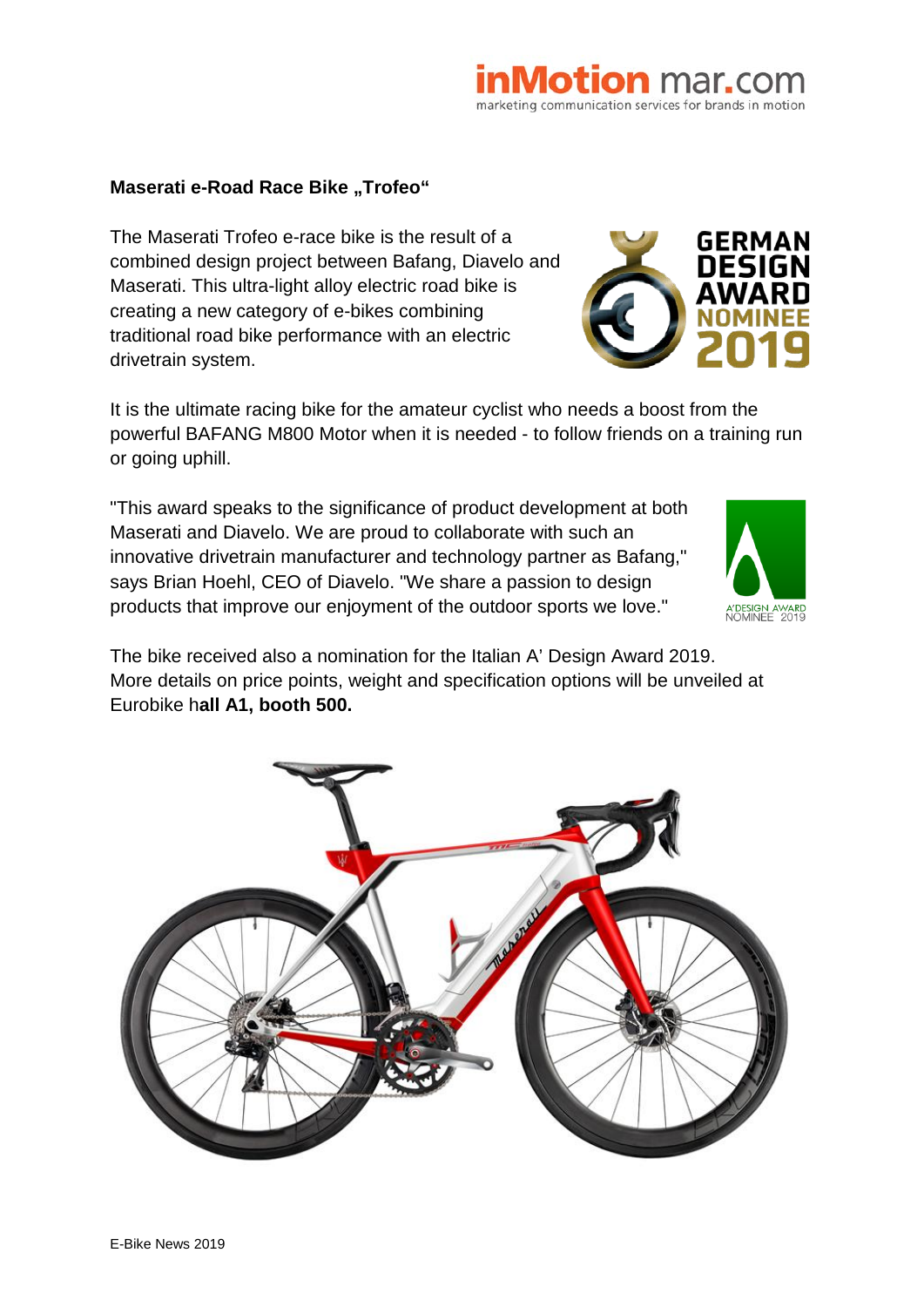**Maserati e-Road Race Bike „Trofeo"**

The Maserati Trofeo e-race bike is the result of a combined design project between Bafang, Diavelo and Maserati. This ultra-light alloy electric road bike is creating a new category of e-bikes combining traditional road bike performance with an electric drivetrain system.

It is the ultimate racing bike for the amateur cyclist who needs a boost from the powerful BAFANG M800 Motor when it is needed - to follow friends on a training run or going uphill.

"This award speaks to the significance of product development at both Maserati and Diavelo. We are proud to collaborate with such an innovative drivetrain manufacturer and technology partner as Bafang," says Brian Hoehl, CEO of Diavelo. "We share a passion to design products that improve our enjoyment of the outdoor sports we love."

The bike received also a nomination for the Italian A' Design Award 2019.
More details on price points, weight and specification options will be unveiled at Eurobike h**all A1, booth 500.**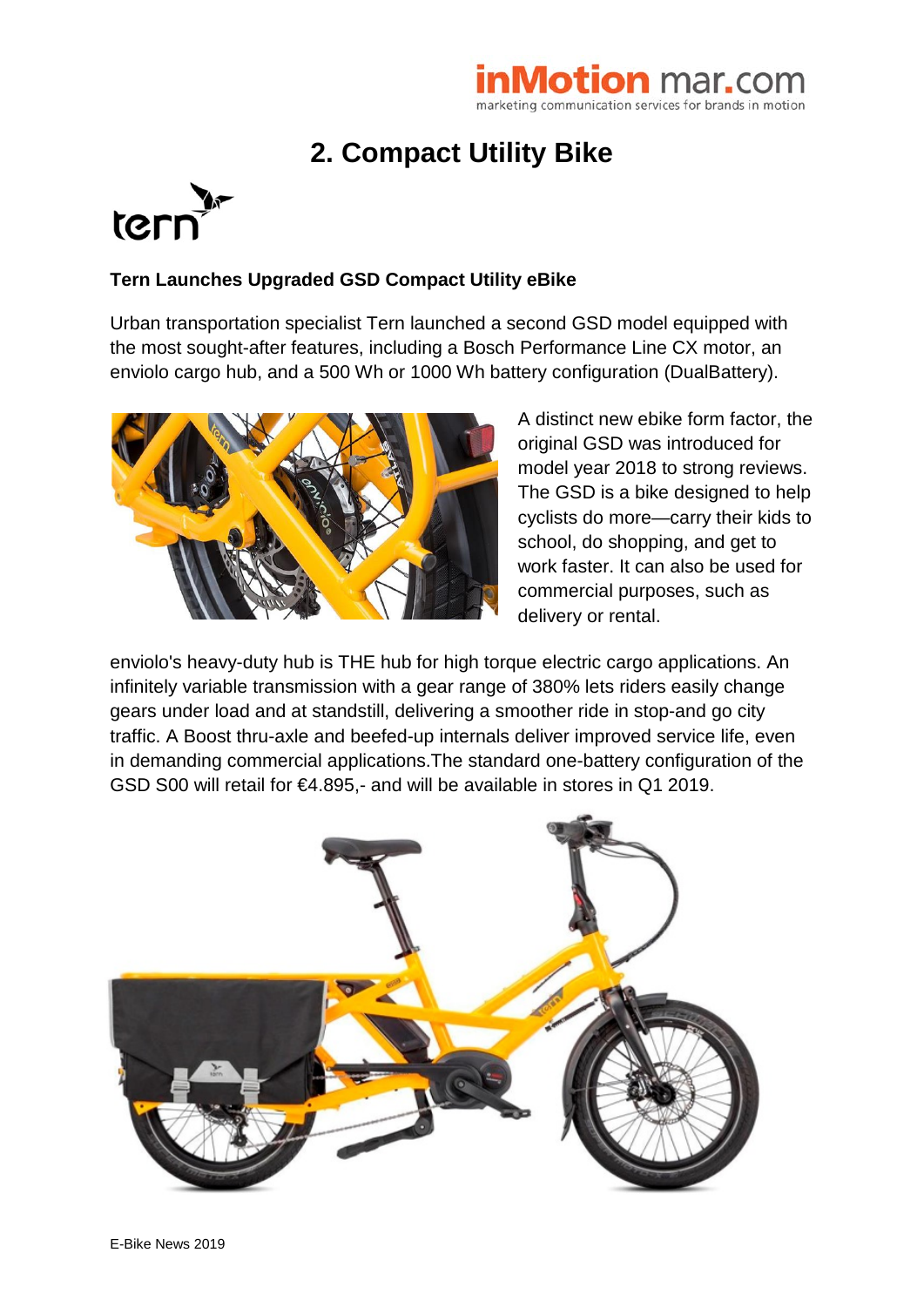## 2. Compact Utility Bike

**Tern Launches Upgraded GSD Compact Utility eBike**

Urban transportation specialist Tern launched a second GSD model equipped with the most sought-after features, including a Bosch Performance Line CX motor, an enviolo cargo hub, and a 500 Wh or 1000 Wh battery configuration (DualBattery).

A distinct new ebike form factor, the original GSD was introduced for model year 2018 to strong reviews. The GSD is a bike designed to help cyclists do more—carry their kids to school, do shopping, and get to work faster. It can also be used for commercial purposes, such as delivery or rental.

enviolo's heavy-duty hub is THE hub for high torque electric cargo applications. An infinitely variable transmission with a gear range of 380% lets riders easily change gears under load and at standstill, delivering a smoother ride in stop-and go city traffic. A Boost thru-axle and beefed-up internals deliver improved service life, even in demanding commercial applications.The standard one-battery configuration of the GSD S00 will retail for €4.895,- and will be available in stores in Q1 2019.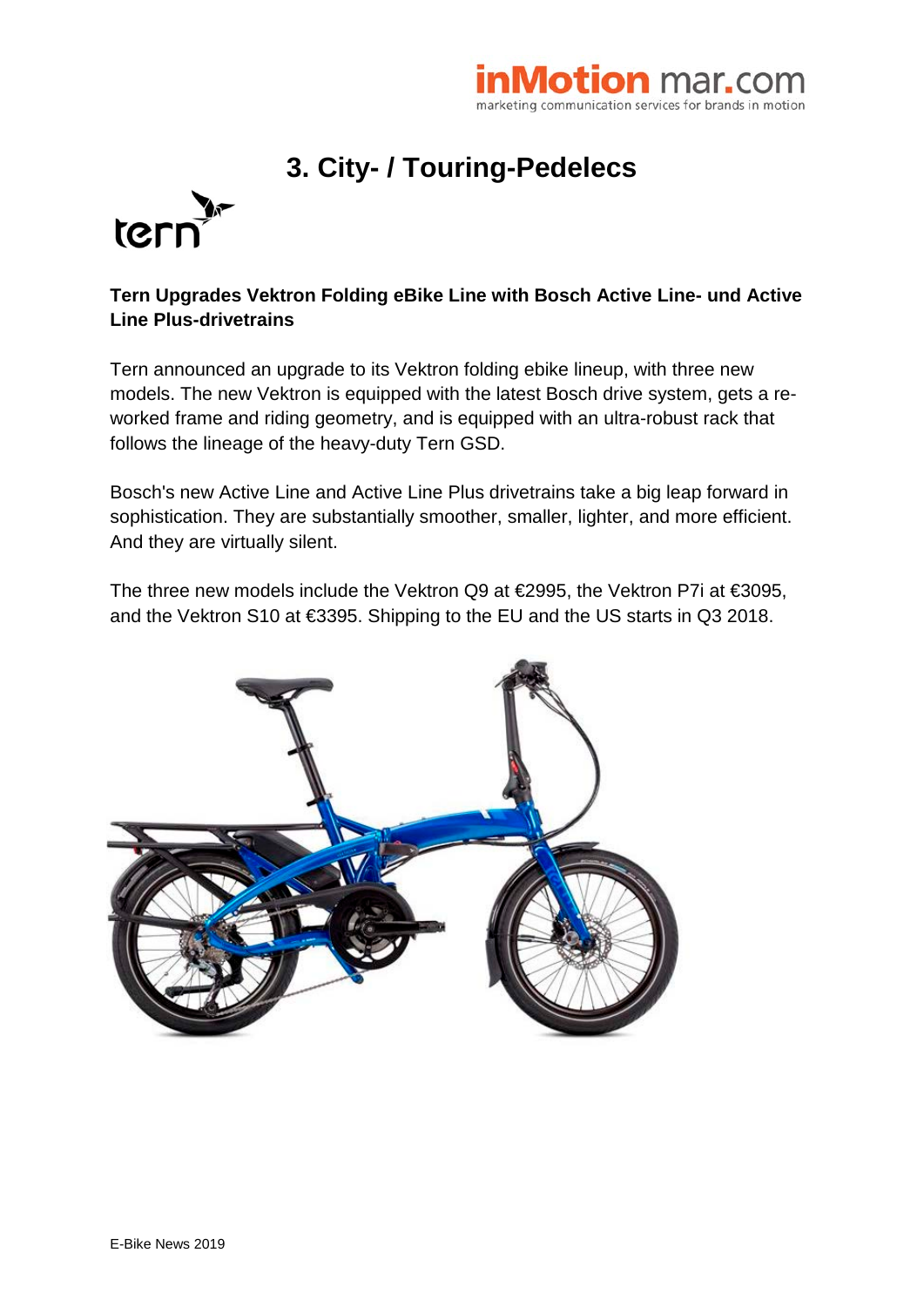# 3. City- / Touring-Pedelecs

**Tern Upgrades Vektron Folding eBike Line with Bosch Active Line- und Active Line Plus-drivetrains**

Tern announced an upgrade to its Vektron folding ebike lineup, with three new models. The new Vektron is equipped with the latest Bosch drive system, gets a re-worked frame and riding geometry, and is equipped with an ultra-robust rack that follows the lineage of the heavy-duty Tern GSD.

Bosch's new Active Line and Active Line Plus drivetrains take a big leap forward in sophistication. They are substantially smoother, smaller, lighter, and more efficient. And they are virtually silent.

The three new models include the Vektron Q9 at €2995, the Vektron P7i at €3095, and the Vektron S10 at €3395. Shipping to the EU and the US starts in Q3 2018.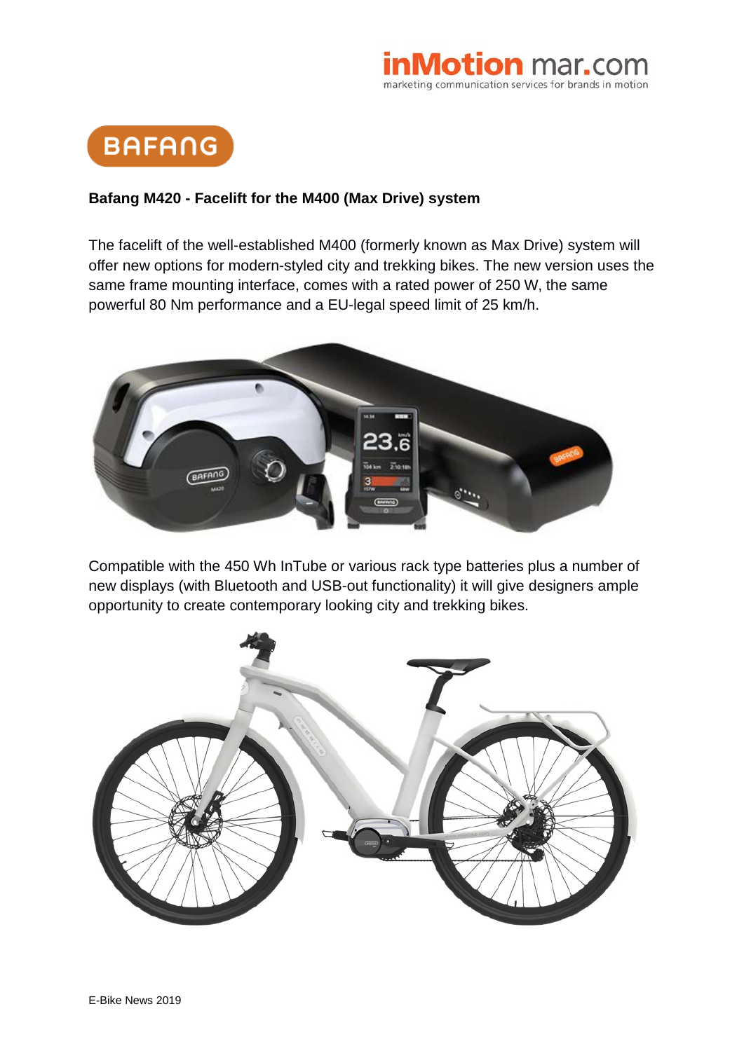**Bafang M420 - Facelift for the M400 (Max Drive) system**

The facelift of the well-established M400 (formerly known as Max Drive) system will offer new options for modern-styled city and trekking bikes. The new version uses the same frame mounting interface, comes with a rated power of 250 W, the same powerful 80 Nm performance and a EU-legal speed limit of 25 km/h.

Compatible with the 450 Wh InTube or various rack type batteries plus a number of new displays (with Bluetooth and USB-out functionality) it will give designers ample opportunity to create contemporary looking city and trekking bikes.